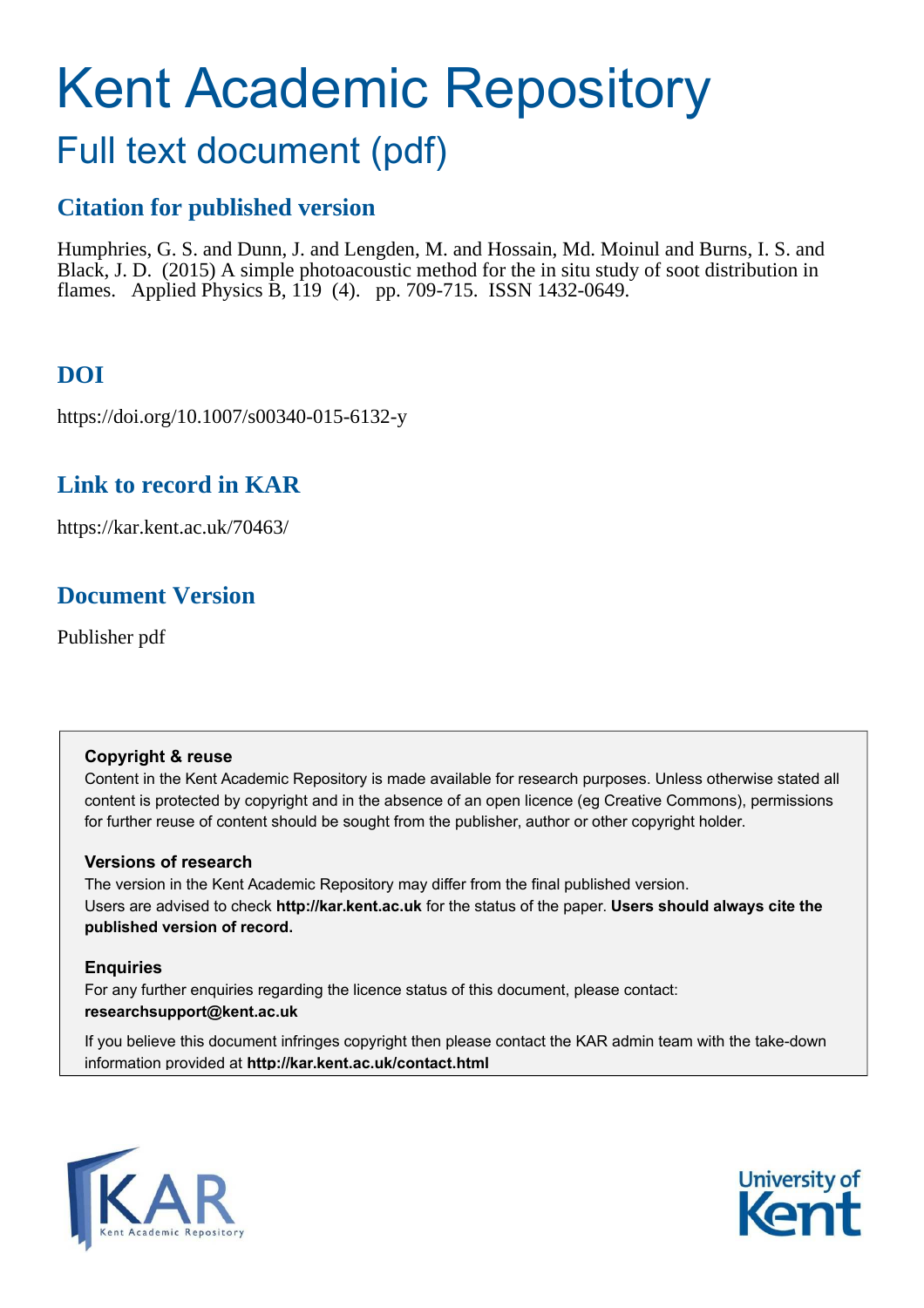# Kent Academic Repository

## Full text document (pdf)

### Citation for published version

Humphries, G. S. and Dunn, J. and Lengden, M. and Hossain, Md. Moinul and Burns, I. S. and Black, J. D. (2015) A simple photoacoustic method for the in situ study of soot distribution in flames. Applied Physics B, 119 (4). pp. 709-715. ISSN 1432-0649.

### DOI

https://doi.org/10.1007/s00340-015-6132-y

### Link to record in KAR

https://kar.kent.ac.uk/70463/

### Document Version

Publisher pdf

**Copyright & reuse**

Content in the Kent Academic Repository is made available for research purposes. Unless otherwise stated all content is protected by copyright and in the absence of an open licence (eg Creative Commons), permissions for further reuse of content should be sought from the publisher, author or other copyright holder.

**Versions of research**

The version in the Kent Academic Repository may differ from the final published version. Users are advised to check **http://kar.kent.ac.uk** for the status of the paper. **Users should always cite the published version of record.**

**Enquiries**

For any further enquiries regarding the licence status of this document, please contact: **researchsupport@kent.ac.uk**

If you believe this document infringes copyright then please contact the KAR admin team with the take-down information provided at **http://kar.kent.ac.uk/contact.html**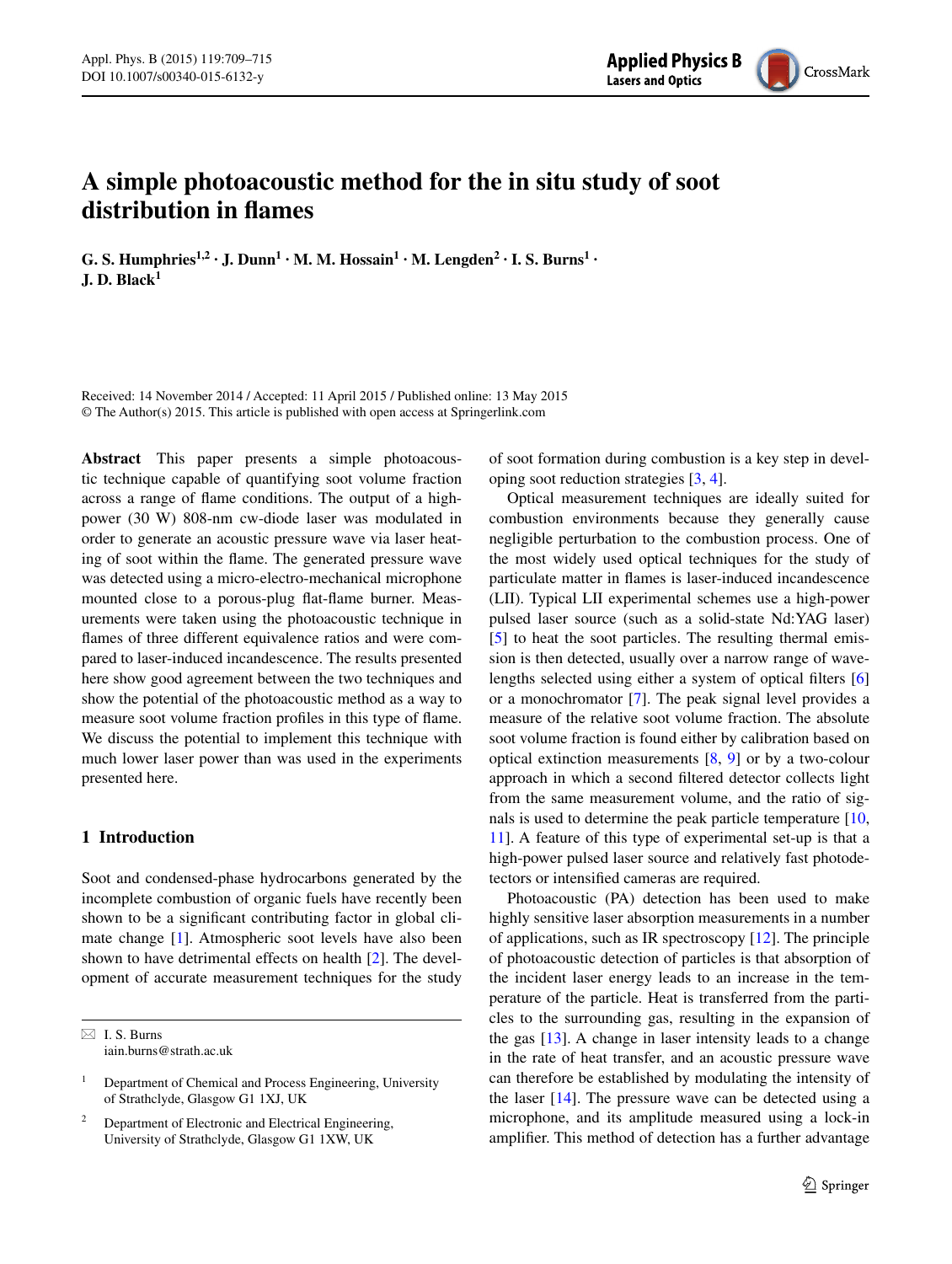# A simple photoacoustic method for the in situ study of soot distribution in flames

**G. S. Humphries[1,2] · J. Dunn[1] · M. M. Hossain[1] · M. Lengden[2] · I. S. Burns[1] · J. D. Black[1]**

Received: 14 November 2014 / Accepted: 11 April 2015 / Published online: 13 May 2015
© The Author(s) 2015. This article is published with open access at Springerlink.com

**Abstract** This paper presents a simple photoacoustic technique capable of quantifying soot volume fraction across a range of flame conditions. The output of a high-power (30 W) 808-nm cw-diode laser was modulated in order to generate an acoustic pressure wave via laser heating of soot within the flame. The generated pressure wave was detected using a micro-electro-mechanical microphone mounted close to a porous-plug flat-flame burner. Measurements were taken using the photoacoustic technique in flames of three different equivalence ratios and were compared to laser-induced incandescence. The results presented here show good agreement between the two techniques and show the potential of the photoacoustic method as a way to measure soot volume fraction profiles in this type of flame. We discuss the potential to implement this technique with much lower laser power than was used in the experiments presented here.

## 1 Introduction

Soot and condensed-phase hydrocarbons generated by the incomplete combustion of organic fuels have recently been shown to be a significant contributing factor in global climate change [1]. Atmospheric soot levels have also been shown to have detrimental effects on health [2]. The development of accurate measurement techniques for the study of soot formation during combustion is a key step in developing soot reduction strategies [3, 4].

Optical measurement techniques are ideally suited for combustion environments because they generally cause negligible perturbation to the combustion process. One of the most widely used optical techniques for the study of particulate matter in flames is laser-induced incandescence (LII). Typical LII experimental schemes use a high-power pulsed laser source (such as a solid-state Nd:YAG laser) [5] to heat the soot particles. The resulting thermal emission is then detected, usually over a narrow range of wavelengths selected using either a system of optical filters [6] or a monochromator [7]. The peak signal level provides a measure of the relative soot volume fraction. The absolute soot volume fraction is found either by calibration based on optical extinction measurements [8, 9] or by a two-colour approach in which a second filtered detector collects light from the same measurement volume, and the ratio of signals is used to determine the peak particle temperature [10, 11]. A feature of this type of experimental set-up is that a high-power pulsed laser source and relatively fast photodetectors or intensified cameras are required.

Photoacoustic (PA) detection has been used to make highly sensitive laser absorption measurements in a number of applications, such as IR spectroscopy [12]. The principle of photoacoustic detection of particles is that absorption of the incident laser energy leads to an increase in the temperature of the particle. Heat is transferred from the particles to the surrounding gas, resulting in the expansion of the gas [13]. A change in laser intensity leads to a change in the rate of heat transfer, and an acoustic pressure wave can therefore be established by modulating the intensity of the laser [14]. The pressure wave can be detected using a microphone, and its amplitude measured using a lock-in amplifier. This method of detection has a further advantage

✉ I. S. Burns
iain.burns@strath.ac.uk

[1] Department of Chemical and Process Engineering, University of Strathclyde, Glasgow G1 1XJ, UK

[2] Department of Electronic and Electrical Engineering, University of Strathclyde, Glasgow G1 1XW, UK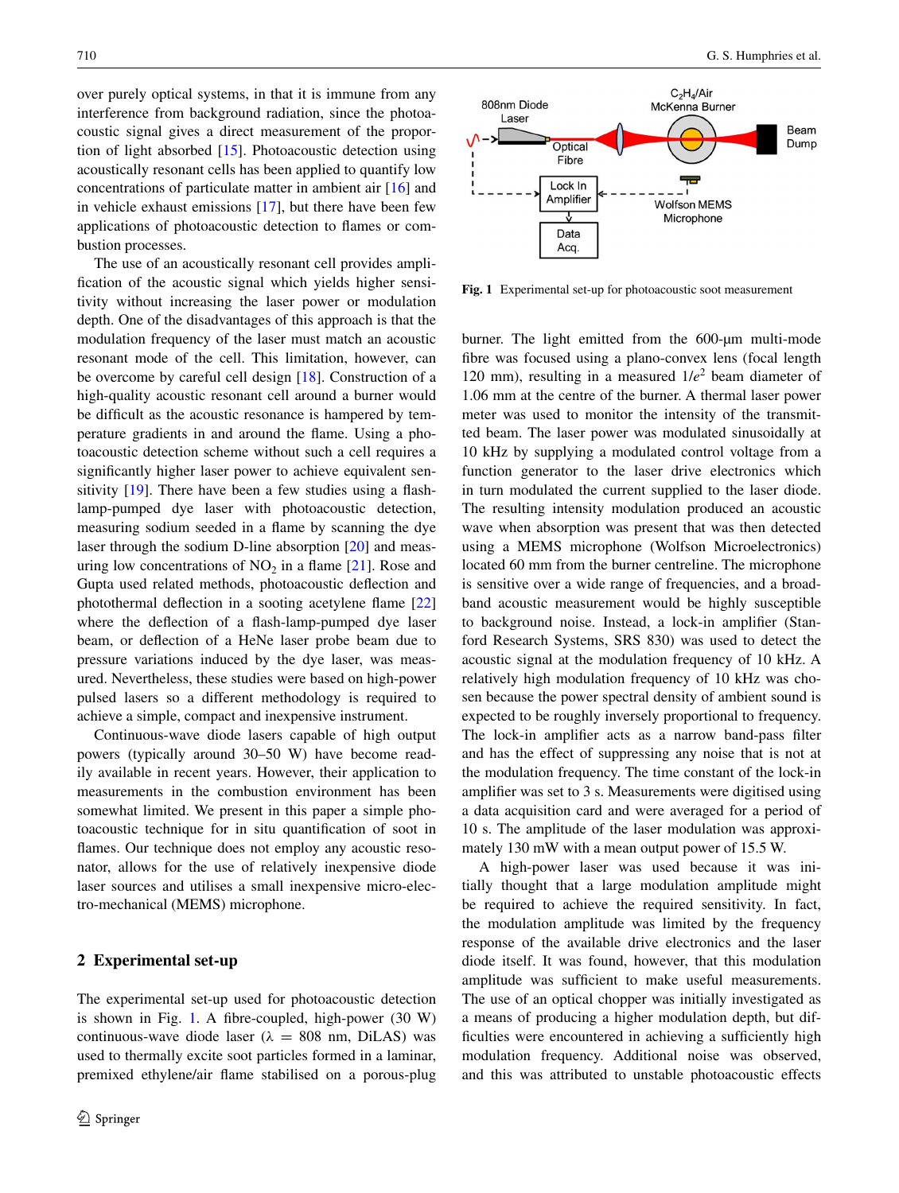over purely optical systems, in that it is immune from any interference from background radiation, since the photoacoustic signal gives a direct measurement of the proportion of light absorbed [15]. Photoacoustic detection using acoustically resonant cells has been applied to quantify low concentrations of particulate matter in ambient air [16] and in vehicle exhaust emissions [17], but there have been few applications of photoacoustic detection to flames or combustion processes.

The use of an acoustically resonant cell provides amplification of the acoustic signal which yields higher sensitivity without increasing the laser power or modulation depth. One of the disadvantages of this approach is that the modulation frequency of the laser must match an acoustic resonant mode of the cell. This limitation, however, can be overcome by careful cell design [18]. Construction of a high-quality acoustic resonant cell around a burner would be difficult as the acoustic resonance is hampered by temperature gradients in and around the flame. Using a photoacoustic detection scheme without such a cell requires a significantly higher laser power to achieve equivalent sensitivity [19]. There have been a few studies using a flash-lamp-pumped dye laser with photoacoustic detection, measuring sodium seeded in a flame by scanning the dye laser through the sodium D-line absorption [20] and measuring low concentrations of $NO_2$ in a flame [21]. Rose and Gupta used related methods, photoacoustic deflection and photothermal deflection in a sooting acetylene flame [22] where the deflection of a flash-lamp-pumped dye laser beam, or deflection of a HeNe laser probe beam due to pressure variations induced by the dye laser, was measured. Nevertheless, these studies were based on high-power pulsed lasers so a different methodology is required to achieve a simple, compact and inexpensive instrument.

Continuous-wave diode lasers capable of high output powers (typically around 30–50 W) have become readily available in recent years. However, their application to measurements in the combustion environment has been somewhat limited. We present in this paper a simple photoacoustic technique for in situ quantification of soot in flames. Our technique does not employ any acoustic resonator, allows for the use of relatively inexpensive diode laser sources and utilises a small inexpensive micro-electro-mechanical (MEMS) microphone.

## 2 Experimental set-up

The experimental set-up used for photoacoustic detection is shown in Fig. 1. A fibre-coupled, high-power (30 W) continuous-wave diode laser (λ = 808 nm, DiLAS) was used to thermally excite soot particles formed in a laminar, premixed ethylene/air flame stabilised on a porous-plug burner. The light emitted from the 600-μm multi-mode fibre was focused using a plano-convex lens (focal length 120 mm), resulting in a measured $1/e^2$ beam diameter of 1.06 mm at the centre of the burner. A thermal laser power meter was used to monitor the intensity of the transmitted beam. The laser power was modulated sinusoidally at 10 kHz by supplying a modulated control voltage from a function generator to the laser drive electronics which in turn modulated the current supplied to the laser diode. The resulting intensity modulation produced an acoustic wave when absorption was present that was then detected using a MEMS microphone (Wolfson Microelectronics) located 60 mm from the burner centreline. The microphone is sensitive over a wide range of frequencies, and a broadband acoustic measurement would be highly susceptible to background noise. Instead, a lock-in amplifier (Stanford Research Systems, SRS 830) was used to detect the acoustic signal at the modulation frequency of 10 kHz. A relatively high modulation frequency of 10 kHz was chosen because the power spectral density of ambient sound is expected to be roughly inversely proportional to frequency. The lock-in amplifier acts as a narrow band-pass filter and has the effect of suppressing any noise that is not at the modulation frequency. The time constant of the lock-in amplifier was set to 3 s. Measurements were digitised using a data acquisition card and were averaged for a period of 10 s. The amplitude of the laser modulation was approximately 130 mW with a mean output power of 15.5 W.

808nm Diode Laser — Optical Fibre — $C_2H_4$/Air McKenna Burner — Beam Dump — Lock In Amplifier — Wolfson MEMS Microphone — Data Acq.

**Fig. 1** Experimental set-up for photoacoustic soot measurement

A high-power laser was used because it was initially thought that a large modulation amplitude might be required to achieve the required sensitivity. In fact, the modulation amplitude was limited by the frequency response of the available drive electronics and the laser diode itself. It was found, however, that this modulation amplitude was sufficient to make useful measurements. The use of an optical chopper was initially investigated as a means of producing a higher modulation depth, but difficulties were encountered in achieving a sufficiently high modulation frequency. Additional noise was observed, and this was attributed to unstable photoacoustic effects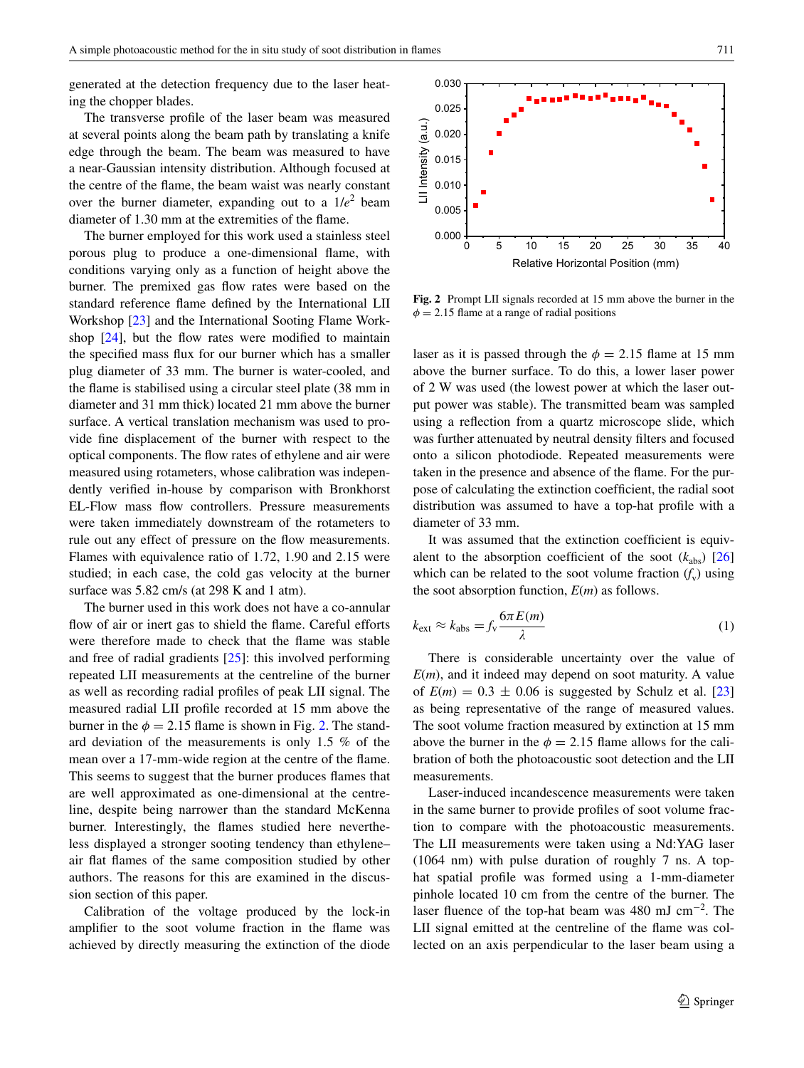generated at the detection frequency due to the laser heating the chopper blades.

The transverse profile of the laser beam was measured at several points along the beam path by translating a knife edge through the beam. The beam was measured to have a near-Gaussian intensity distribution. Although focused at the centre of the flame, the beam waist was nearly constant over the burner diameter, expanding out to a $1/e^2$ beam diameter of 1.30 mm at the extremities of the flame.

The burner employed for this work used a stainless steel porous plug to produce a one-dimensional flame, with conditions varying only as a function of height above the burner. The premixed gas flow rates were based on the standard reference flame defined by the International LII Workshop [23] and the International Sooting Flame Workshop [24], but the flow rates were modified to maintain the specified mass flux for our burner which has a smaller plug diameter of 33 mm. The burner is water-cooled, and the flame is stabilised using a circular steel plate (38 mm in diameter and 31 mm thick) located 21 mm above the burner surface. A vertical translation mechanism was used to provide fine displacement of the burner with respect to the optical components. The flow rates of ethylene and air were measured using rotameters, whose calibration was independently verified in-house by comparison with Bronkhorst EL-Flow mass flow controllers. Pressure measurements were taken immediately downstream of the rotameters to rule out any effect of pressure on the flow measurements. Flames with equivalence ratio of 1.72, 1.90 and 2.15 were studied; in each case, the cold gas velocity at the burner surface was 5.82 cm/s (at 298 K and 1 atm).

The burner used in this work does not have a co-annular flow of air or inert gas to shield the flame. Careful efforts were therefore made to check that the flame was stable and free of radial gradients [25]: this involved performing repeated LII measurements at the centreline of the burner as well as recording radial profiles of peak LII signal. The measured radial LII profile recorded at 15 mm above the burner in the $\phi = 2.15$ flame is shown in Fig. 2. The standard deviation of the measurements is only 1.5 % of the mean over a 17-mm-wide region at the centre of the flame. This seems to suggest that the burner produces flames that are well approximated as one-dimensional at the centreline, despite being narrower than the standard McKenna burner. Interestingly, the flames studied here nevertheless displayed a stronger sooting tendency than ethylene–air flat flames of the same composition studied by other authors. The reasons for this are examined in the discussion section of this paper.

Calibration of the voltage produced by the lock-in amplifier to the soot volume fraction in the flame was achieved by directly measuring the extinction of the diode laser as it is passed through the $\phi = 2.15$ flame at 15 mm above the burner surface. To do this, a lower laser power of 2 W was used (the lowest power at which the laser output power was stable). The transmitted beam was sampled using a reflection from a quartz microscope slide, which was further attenuated by neutral density filters and focused onto a silicon photodiode. Repeated measurements were taken in the presence and absence of the flame. For the purpose of calculating the extinction coefficient, the radial soot distribution was assumed to have a top-hat profile with a diameter of 33 mm.

**Fig. 2** Prompt LII signals recorded at 15 mm above the burner in the $\phi = 2.15$ flame at a range of radial positions

It was assumed that the extinction coefficient is equivalent to the absorption coefficient of the soot ($k_{abs}$) [26] which can be related to the soot volume fraction ($f_v$) using the soot absorption function, $E(m)$ as follows.

$$k_{ext} \approx k_{abs} = f_v \frac{6\pi E(m)}{\lambda} \tag{1}$$

There is considerable uncertainty over the value of $E(m)$, and it indeed may depend on soot maturity. A value of $E(m) = 0.3 \pm 0.06$ is suggested by Schulz et al. [23] as being representative of the range of measured values. The soot volume fraction measured by extinction at 15 mm above the burner in the $\phi = 2.15$ flame allows for the calibration of both the photoacoustic soot detection and the LII measurements.

Laser-induced incandescence measurements were taken in the same burner to provide profiles of soot volume fraction to compare with the photoacoustic measurements. The LII measurements were taken using a Nd:YAG laser (1064 nm) with pulse duration of roughly 7 ns. A top-hat spatial profile was formed using a 1-mm-diameter pinhole located 10 cm from the centre of the burner. The laser fluence of the top-hat beam was 480 mJ cm$^{-2}$. The LII signal emitted at the centreline of the flame was collected on an axis perpendicular to the laser beam using a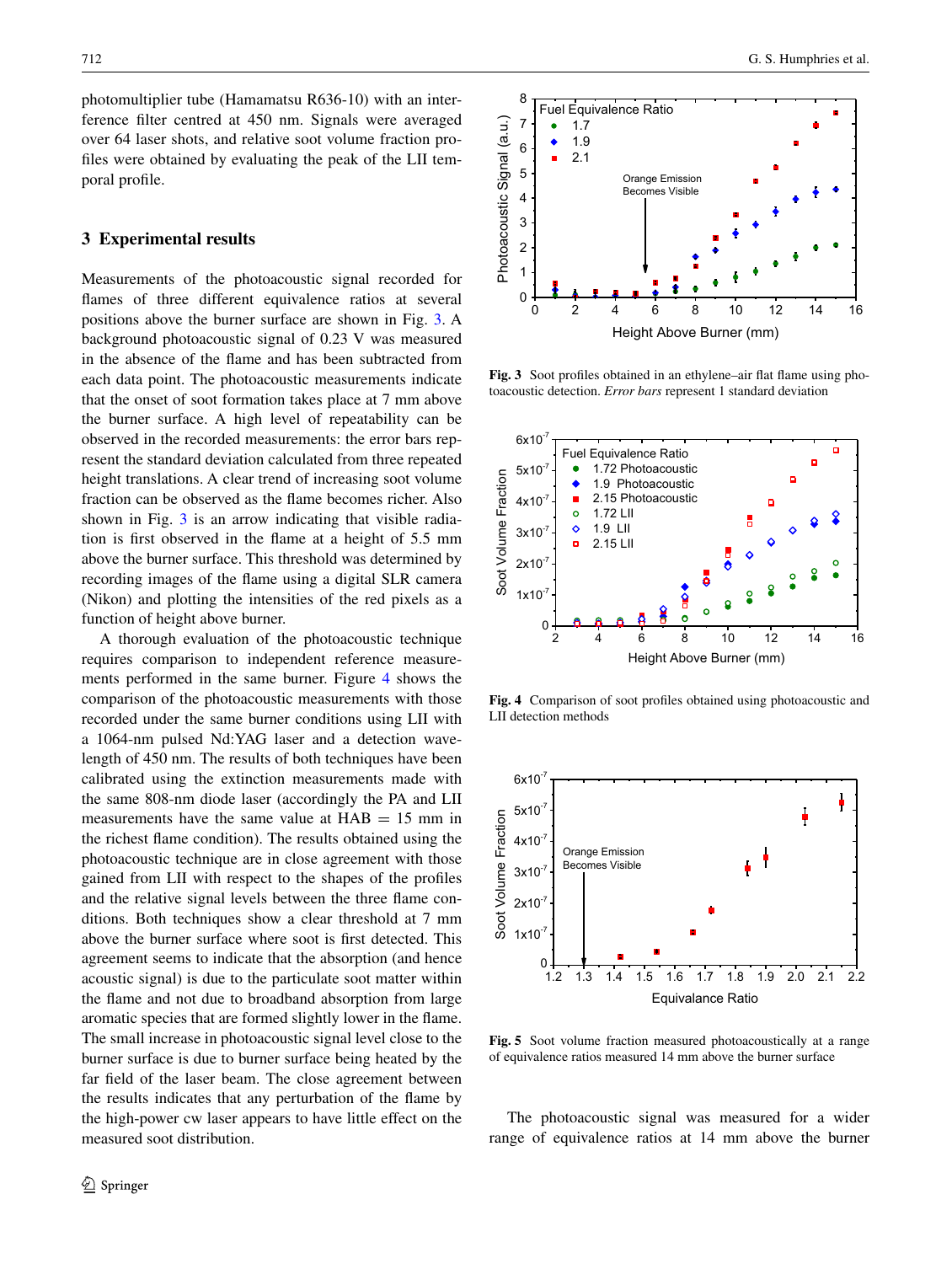photomultiplier tube (Hamamatsu R636-10) with an interference filter centred at 450 nm. Signals were averaged over 64 laser shots, and relative soot volume fraction profiles were obtained by evaluating the peak of the LII temporal profile.

## 3 Experimental results

Measurements of the photoacoustic signal recorded for flames of three different equivalence ratios at several positions above the burner surface are shown in Fig. 3. A background photoacoustic signal of 0.23 V was measured in the absence of the flame and has been subtracted from each data point. The photoacoustic measurements indicate that the onset of soot formation takes place at 7 mm above the burner surface. A high level of repeatability can be observed in the recorded measurements: the error bars represent the standard deviation calculated from three repeated height translations. A clear trend of increasing soot volume fraction can be observed as the flame becomes richer. Also shown in Fig. 3 is an arrow indicating that visible radiation is first observed in the flame at a height of 5.5 mm above the burner surface. This threshold was determined by recording images of the flame using a digital SLR camera (Nikon) and plotting the intensities of the red pixels as a function of height above burner.

A thorough evaluation of the photoacoustic technique requires comparison to independent reference measurements performed in the same burner. Figure 4 shows the comparison of the photoacoustic measurements with those recorded under the same burner conditions using LII with a 1064-nm pulsed Nd:YAG laser and a detection wavelength of 450 nm. The results of both techniques have been calibrated using the extinction measurements made with the same 808-nm diode laser (accordingly the PA and LII measurements have the same value at HAB = 15 mm in the richest flame condition). The results obtained using the photoacoustic technique are in close agreement with those gained from LII with respect to the shapes of the profiles and the relative signal levels between the three flame conditions. Both techniques show a clear threshold at 7 mm above the burner surface where soot is first detected. This agreement seems to indicate that the absorption (and hence acoustic signal) is due to the particulate soot matter within the flame and not due to broadband absorption from large aromatic species that are formed slightly lower in the flame. The small increase in photoacoustic signal level close to the burner surface is due to burner surface being heated by the far field of the laser beam. The close agreement between the results indicates that any perturbation of the flame by the high-power cw laser appears to have little effect on the measured soot distribution.

**Fig. 3** Soot profiles obtained in an ethylene–air flat flame using photoacoustic detection. *Error bars* represent 1 standard deviation

**Fig. 4** Comparison of soot profiles obtained using photoacoustic and LII detection methods

**Fig. 5** Soot volume fraction measured photoacoustically at a range of equivalence ratios measured 14 mm above the burner surface

The photoacoustic signal was measured for a wider range of equivalence ratios at 14 mm above the burner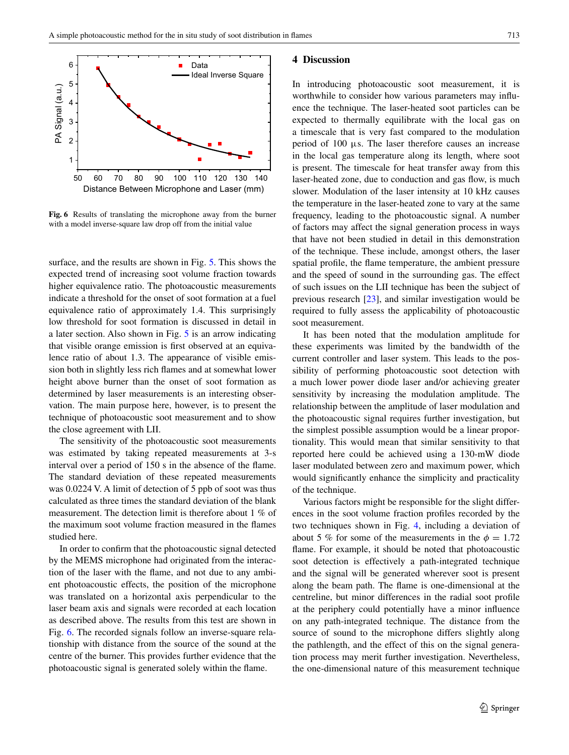Fig. 6 Results of translating the microphone away from the burner with a model inverse-square law drop off from the initial value

surface, and the results are shown in Fig. 5. This shows the expected trend of increasing soot volume fraction towards higher equivalence ratio. The photoacoustic measurements indicate a threshold for the onset of soot formation at a fuel equivalence ratio of approximately 1.4. This surprisingly low threshold for soot formation is discussed in detail in a later section. Also shown in Fig. 5 is an arrow indicating that visible orange emission is first observed at an equivalence ratio of about 1.3. The appearance of visible emission both in slightly less rich flames and at somewhat lower height above burner than the onset of soot formation as determined by laser measurements is an interesting observation. The main purpose here, however, is to present the technique of photoacoustic soot measurement and to show the close agreement with LII.

The sensitivity of the photoacoustic soot measurements was estimated by taking repeated measurements at 3-s interval over a period of 150 s in the absence of the flame. The standard deviation of these repeated measurements was 0.0224 V. A limit of detection of 5 ppb of soot was thus calculated as three times the standard deviation of the blank measurement. The detection limit is therefore about 1 % of the maximum soot volume fraction measured in the flames studied here.

In order to confirm that the photoacoustic signal detected by the MEMS microphone had originated from the interaction of the laser with the flame, and not due to any ambient photoacoustic effects, the position of the microphone was translated on a horizontal axis perpendicular to the laser beam axis and signals were recorded at each location as described above. The results from this test are shown in Fig. 6. The recorded signals follow an inverse-square relationship with distance from the source of the sound at the centre of the burner. This provides further evidence that the photoacoustic signal is generated solely within the flame.

## 4 Discussion

In introducing photoacoustic soot measurement, it is worthwhile to consider how various parameters may influence the technique. The laser-heated soot particles can be expected to thermally equilibrate with the local gas on a timescale that is very fast compared to the modulation period of 100 μs. The laser therefore causes an increase in the local gas temperature along its length, where soot is present. The timescale for heat transfer away from this laser-heated zone, due to conduction and gas flow, is much slower. Modulation of the laser intensity at 10 kHz causes the temperature in the laser-heated zone to vary at the same frequency, leading to the photoacoustic signal. A number of factors may affect the signal generation process in ways that have not been studied in detail in this demonstration of the technique. These include, amongst others, the laser spatial profile, the flame temperature, the ambient pressure and the speed of sound in the surrounding gas. The effect of such issues on the LII technique has been the subject of previous research [23], and similar investigation would be required to fully assess the applicability of photoacoustic soot measurement.

It has been noted that the modulation amplitude for these experiments was limited by the bandwidth of the current controller and laser system. This leads to the possibility of performing photoacoustic soot detection with a much lower power diode laser and/or achieving greater sensitivity by increasing the modulation amplitude. The relationship between the amplitude of laser modulation and the photoacoustic signal requires further investigation, but the simplest possible assumption would be a linear proportionality. This would mean that similar sensitivity to that reported here could be achieved using a 130-mW diode laser modulated between zero and maximum power, which would significantly enhance the simplicity and practicality of the technique.

Various factors might be responsible for the slight differences in the soot volume fraction profiles recorded by the two techniques shown in Fig. 4, including a deviation of about 5 % for some of the measurements in the $\phi = 1.72$ flame. For example, it should be noted that photoacoustic soot detection is effectively a path-integrated technique and the signal will be generated wherever soot is present along the beam path. The flame is one-dimensional at the centreline, but minor differences in the radial soot profile at the periphery could potentially have a minor influence on any path-integrated technique. The distance from the source of sound to the microphone differs slightly along the pathlength, and the effect of this on the signal generation process may merit further investigation. Nevertheless, the one-dimensional nature of this measurement technique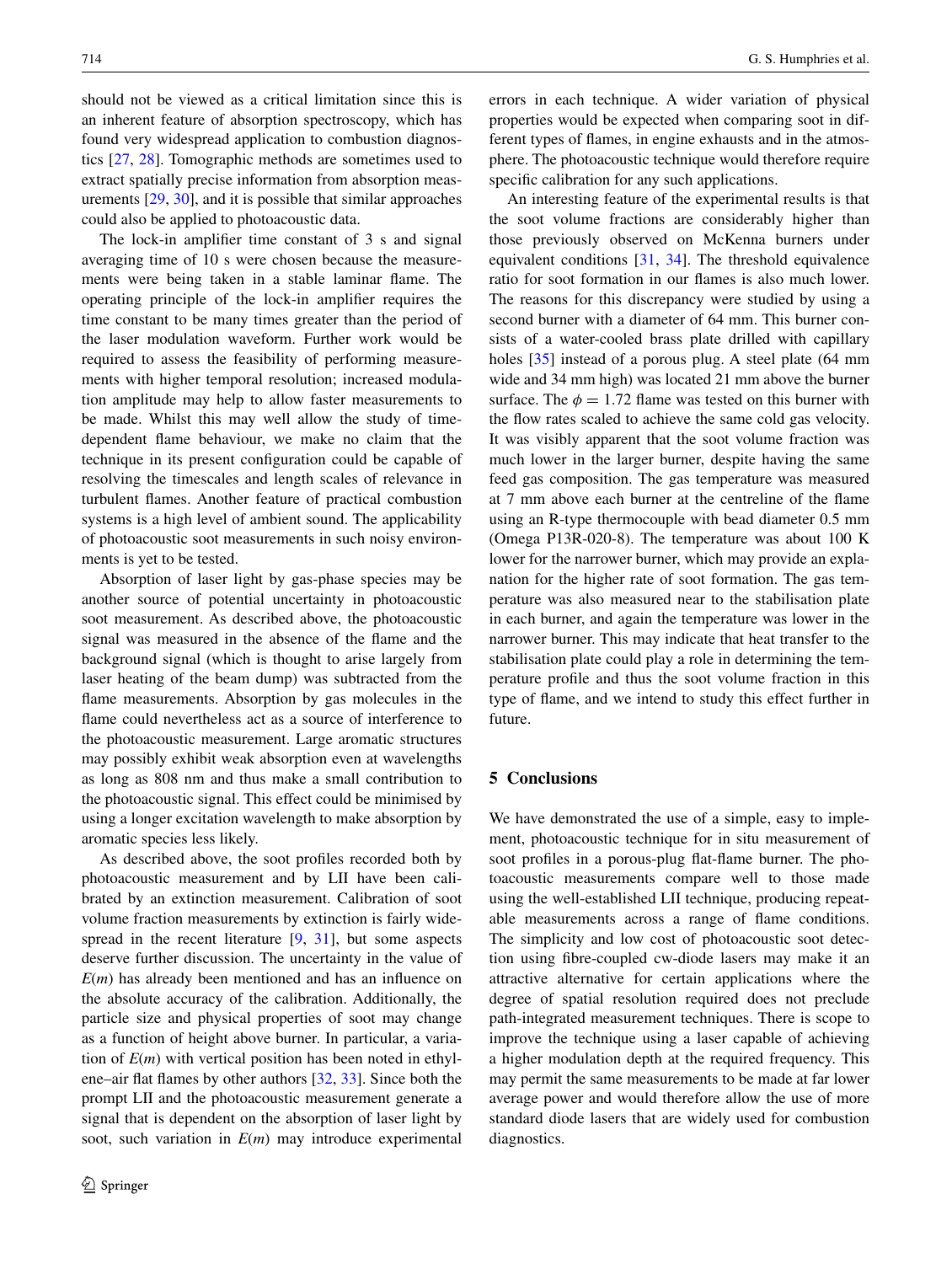should not be viewed as a critical limitation since this is an inherent feature of absorption spectroscopy, which has found very widespread application to combustion diagnostics [27, 28]. Tomographic methods are sometimes used to extract spatially precise information from absorption measurements [29, 30], and it is possible that similar approaches could also be applied to photoacoustic data.

The lock-in amplifier time constant of 3 s and signal averaging time of 10 s were chosen because the measurements were being taken in a stable laminar flame. The operating principle of the lock-in amplifier requires the time constant to be many times greater than the period of the laser modulation waveform. Further work would be required to assess the feasibility of performing measurements with higher temporal resolution; increased modulation amplitude may help to allow faster measurements to be made. Whilst this may well allow the study of time-dependent flame behaviour, we make no claim that the technique in its present configuration could be capable of resolving the timescales and length scales of relevance in turbulent flames. Another feature of practical combustion systems is a high level of ambient sound. The applicability of photoacoustic soot measurements in such noisy environments is yet to be tested.

Absorption of laser light by gas-phase species may be another source of potential uncertainty in photoacoustic soot measurement. As described above, the photoacoustic signal was measured in the absence of the flame and the background signal (which is thought to arise largely from laser heating of the beam dump) was subtracted from the flame measurements. Absorption by gas molecules in the flame could nevertheless act as a source of interference to the photoacoustic measurement. Large aromatic structures may possibly exhibit weak absorption even at wavelengths as long as 808 nm and thus make a small contribution to the photoacoustic signal. This effect could be minimised by using a longer excitation wavelength to make absorption by aromatic species less likely.

As described above, the soot profiles recorded both by photoacoustic measurement and by LII have been calibrated by an extinction measurement. Calibration of soot volume fraction measurements by extinction is fairly widespread in the recent literature [9, 31], but some aspects deserve further discussion. The uncertainty in the value of $E(m)$ has already been mentioned and has an influence on the absolute accuracy of the calibration. Additionally, the particle size and physical properties of soot may change as a function of height above burner. In particular, a variation of $E(m)$ with vertical position has been noted in ethylene–air flat flames by other authors [32, 33]. Since both the prompt LII and the photoacoustic measurement generate a signal that is dependent on the absorption of laser light by soot, such variation in $E(m)$ may introduce experimental errors in each technique. A wider variation of physical properties would be expected when comparing soot in different types of flames, in engine exhausts and in the atmosphere. The photoacoustic technique would therefore require specific calibration for any such applications.

An interesting feature of the experimental results is that the soot volume fractions are considerably higher than those previously observed on McKenna burners under equivalent conditions [31, 34]. The threshold equivalence ratio for soot formation in our flames is also much lower. The reasons for this discrepancy were studied by using a second burner with a diameter of 64 mm. This burner consists of a water-cooled brass plate drilled with capillary holes [35] instead of a porous plug. A steel plate (64 mm wide and 34 mm high) was located 21 mm above the burner surface. The $\phi = 1.72$ flame was tested on this burner with the flow rates scaled to achieve the same cold gas velocity. It was visibly apparent that the soot volume fraction was much lower in the larger burner, despite having the same feed gas composition. The gas temperature was measured at 7 mm above each burner at the centreline of the flame using an R-type thermocouple with bead diameter 0.5 mm (Omega P13R-020-8). The temperature was about 100 K lower for the narrower burner, which may provide an explanation for the higher rate of soot formation. The gas temperature was also measured near to the stabilisation plate in each burner, and again the temperature was lower in the narrower burner. This may indicate that heat transfer to the stabilisation plate could play a role in determining the temperature profile and thus the soot volume fraction in this type of flame, and we intend to study this effect further in future.

## 5 Conclusions

We have demonstrated the use of a simple, easy to implement, photoacoustic technique for in situ measurement of soot profiles in a porous-plug flat-flame burner. The photoacoustic measurements compare well to those made using the well-established LII technique, producing repeatable measurements across a range of flame conditions. The simplicity and low cost of photoacoustic soot detection using fibre-coupled cw-diode lasers may make it an attractive alternative for certain applications where the degree of spatial resolution required does not preclude path-integrated measurement techniques. There is scope to improve the technique using a laser capable of achieving a higher modulation depth at the required frequency. This may permit the same measurements to be made at far lower average power and would therefore allow the use of more standard diode lasers that are widely used for combustion diagnostics.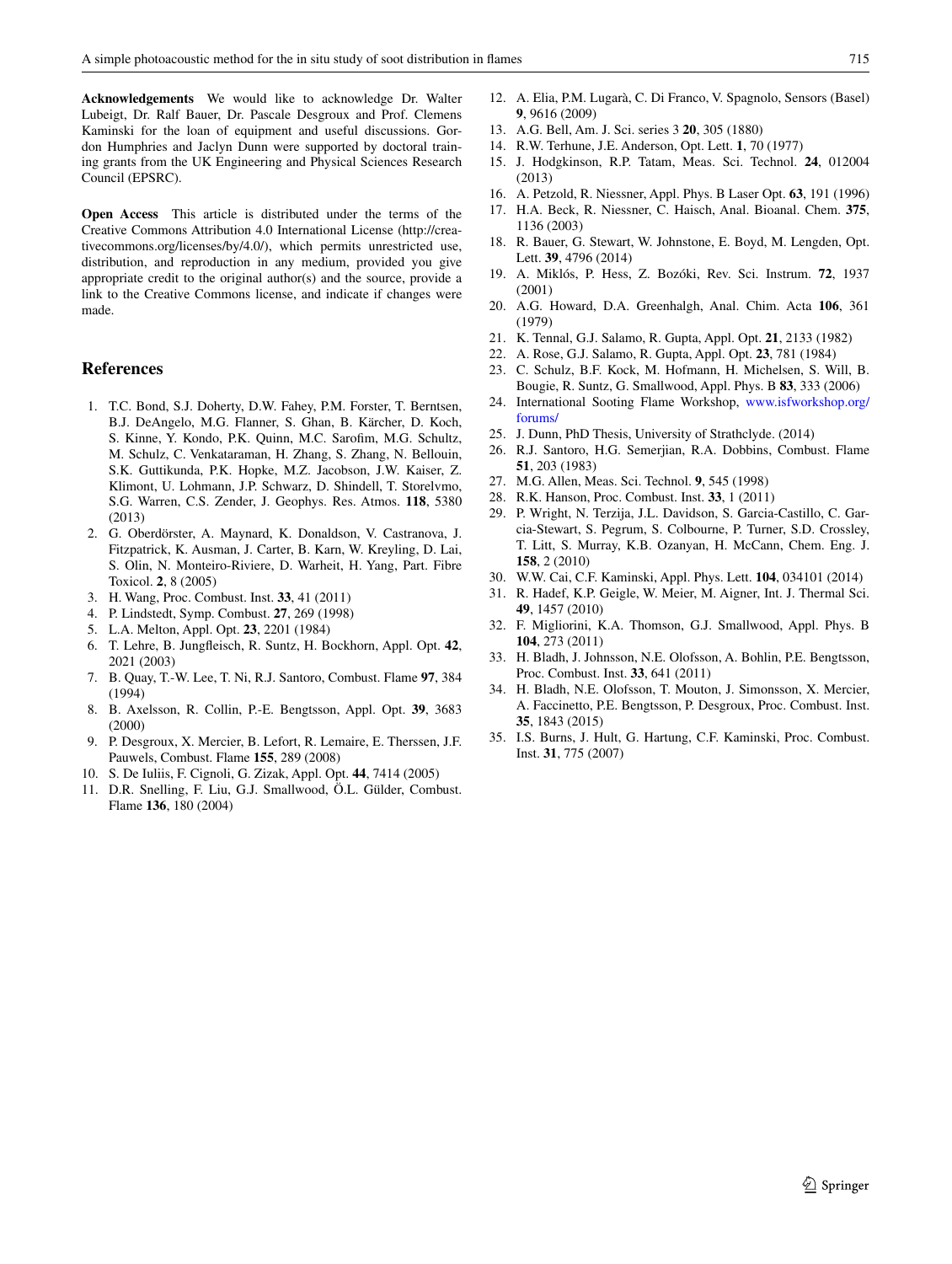**Acknowledgements** We would like to acknowledge Dr. Walter Lubeigt, Dr. Ralf Bauer, Dr. Pascale Desgroux and Prof. Clemens Kaminski for the loan of equipment and useful discussions. Gordon Humphries and Jaclyn Dunn were supported by doctoral training grants from the UK Engineering and Physical Sciences Research Council (EPSRC).

**Open Access** This article is distributed under the terms of the Creative Commons Attribution 4.0 International License (http://creativecommons.org/licenses/by/4.0/), which permits unrestricted use, distribution, and reproduction in any medium, provided you give appropriate credit to the original author(s) and the source, provide a link to the Creative Commons license, and indicate if changes were made.

## References

1. T.C. Bond, S.J. Doherty, D.W. Fahey, P.M. Forster, T. Berntsen, B.J. DeAngelo, M.G. Flanner, S. Ghan, B. Kärcher, D. Koch, S. Kinne, Y. Kondo, P.K. Quinn, M.C. Sarofim, M.G. Schultz, M. Schulz, C. Venkataraman, H. Zhang, S. Zhang, N. Bellouin, S.K. Guttikunda, P.K. Hopke, M.Z. Jacobson, J.W. Kaiser, Z. Klimont, U. Lohmann, J.P. Schwarz, D. Shindell, T. Storelvmo, S.G. Warren, C.S. Zender, J. Geophys. Res. Atmos. **118**, 5380 (2013)
2. G. Oberdörster, A. Maynard, K. Donaldson, V. Castranova, J. Fitzpatrick, K. Ausman, J. Carter, B. Karn, W. Kreyling, D. Lai, S. Olin, N. Monteiro-Riviere, D. Warheit, H. Yang, Part. Fibre Toxicol. **2**, 8 (2005)
3. H. Wang, Proc. Combust. Inst. **33**, 41 (2011)
4. P. Lindstedt, Symp. Combust. **27**, 269 (1998)
5. L.A. Melton, Appl. Opt. **23**, 2201 (1984)
6. T. Lehre, B. Jungfleisch, R. Suntz, H. Bockhorn, Appl. Opt. **42**, 2021 (2003)
7. B. Quay, T.-W. Lee, T. Ni, R.J. Santoro, Combust. Flame **97**, 384 (1994)
8. B. Axelsson, R. Collin, P.-E. Bengtsson, Appl. Opt. **39**, 3683 (2000)
9. P. Desgroux, X. Mercier, B. Lefort, R. Lemaire, E. Therssen, J.F. Pauwels, Combust. Flame **155**, 289 (2008)
10. S. De Iuliis, F. Cignoli, G. Zizak, Appl. Opt. **44**, 7414 (2005)
11. D.R. Snelling, F. Liu, G.J. Smallwood, Ö.L. Gülder, Combust. Flame **136**, 180 (2004)
12. A. Elia, P.M. Lugarà, C. Di Franco, V. Spagnolo, Sensors (Basel) **9**, 9616 (2009)
13. A.G. Bell, Am. J. Sci. series 3 **20**, 305 (1880)
14. R.W. Terhune, J.E. Anderson, Opt. Lett. **1**, 70 (1977)
15. J. Hodgkinson, R.P. Tatam, Meas. Sci. Technol. **24**, 012004 (2013)
16. A. Petzold, R. Niessner, Appl. Phys. B Laser Opt. **63**, 191 (1996)
17. H.A. Beck, R. Niessner, C. Haisch, Anal. Bioanal. Chem. **375**, 1136 (2003)
18. R. Bauer, G. Stewart, W. Johnstone, E. Boyd, M. Lengden, Opt. Lett. **39**, 4796 (2014)
19. A. Miklós, P. Hess, Z. Bozóki, Rev. Sci. Instrum. **72**, 1937 (2001)
20. A.G. Howard, D.A. Greenhalgh, Anal. Chim. Acta **106**, 361 (1979)
21. K. Tennal, G.J. Salamo, R. Gupta, Appl. Opt. **21**, 2133 (1982)
22. A. Rose, G.J. Salamo, R. Gupta, Appl. Opt. **23**, 781 (1984)
23. C. Schulz, B.F. Kock, M. Hofmann, H. Michelsen, S. Will, B. Bougie, R. Suntz, G. Smallwood, Appl. Phys. B **83**, 333 (2006)
24. International Sooting Flame Workshop, www.isfworkshop.org/forums/
25. J. Dunn, PhD Thesis, University of Strathclyde. (2014)
26. R.J. Santoro, H.G. Semerjian, R.A. Dobbins, Combust. Flame **51**, 203 (1983)
27. M.G. Allen, Meas. Sci. Technol. **9**, 545 (1998)
28. R.K. Hanson, Proc. Combust. Inst. **33**, 1 (2011)
29. P. Wright, N. Terzija, J.L. Davidson, S. Garcia-Castillo, C. Garcia-Stewart, S. Pegrum, S. Colbourne, P. Turner, S.D. Crossley, T. Litt, S. Murray, K.B. Ozanyan, H. McCann, Chem. Eng. J. **158**, 2 (2010)
30. W.W. Cai, C.F. Kaminski, Appl. Phys. Lett. **104**, 034101 (2014)
31. R. Hadef, K.P. Geigle, W. Meier, M. Aigner, Int. J. Thermal Sci. **49**, 1457 (2010)
32. F. Migliorini, K.A. Thomson, G.J. Smallwood, Appl. Phys. B **104**, 273 (2011)
33. H. Bladh, J. Johnsson, N.E. Olofsson, A. Bohlin, P.E. Bengtsson, Proc. Combust. Inst. **33**, 641 (2011)
34. H. Bladh, N.E. Olofsson, T. Mouton, J. Simonsson, X. Mercier, A. Faccinetto, P.E. Bengtsson, P. Desgroux, Proc. Combust. Inst. **35**, 1843 (2015)
35. I.S. Burns, J. Hult, G. Hartung, C.F. Kaminski, Proc. Combust. Inst. **31**, 775 (2007)